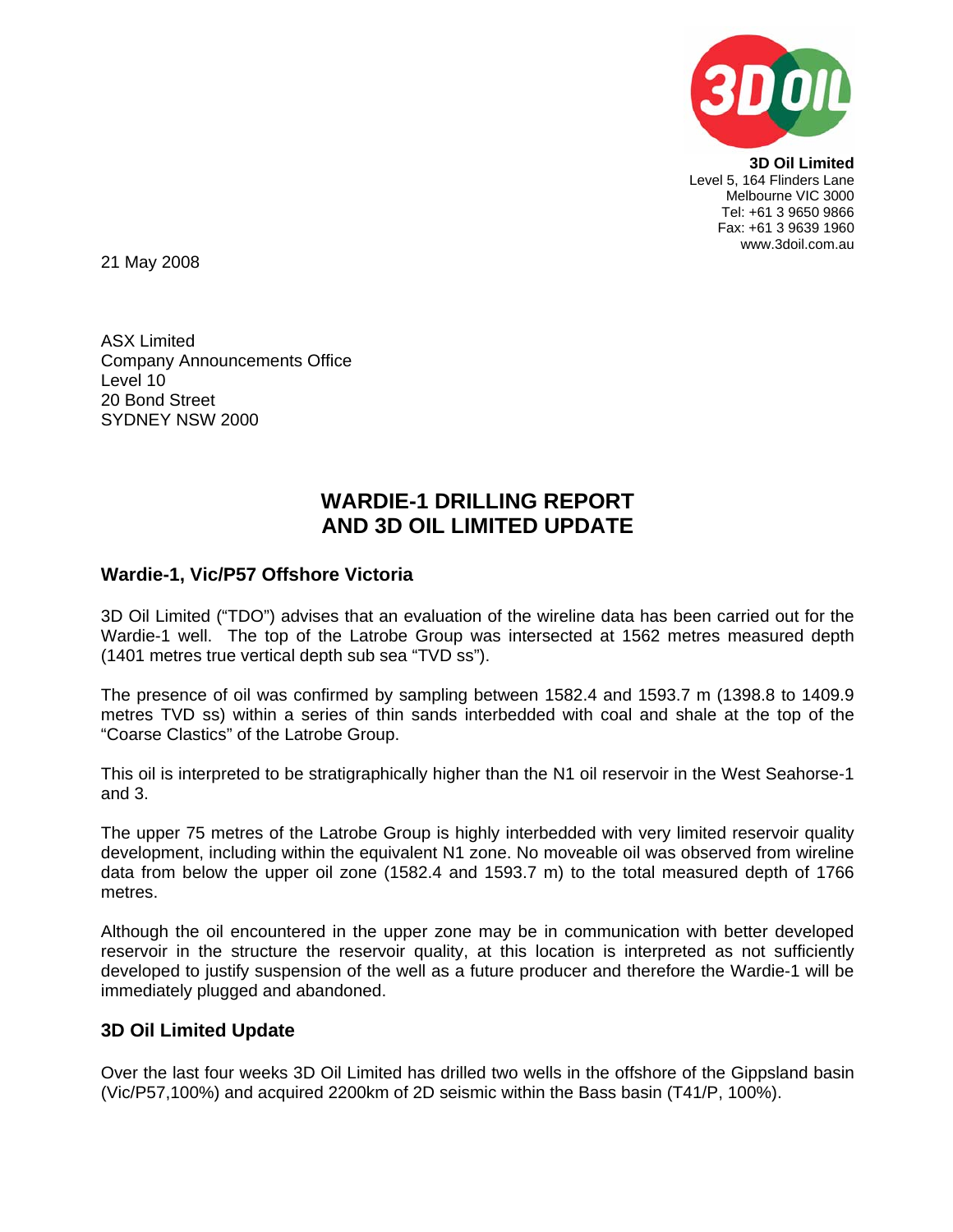**3D Oil Limited**
Level 5, 164 Flinders Lane
Melbourne VIC 3000
Tel: +61 3 9650 9866
Fax: +61 3 9639 1960
www.3doil.com.au

21 May 2008

ASX Limited
Company Announcements Office
Level 10
20 Bond Street
SYDNEY NSW 2000

# WARDIE-1 DRILLING REPORT AND 3D OIL LIMITED UPDATE

## Wardie-1, Vic/P57 Offshore Victoria

3D Oil Limited ("TDO") advises that an evaluation of the wireline data has been carried out for the Wardie-1 well. The top of the Latrobe Group was intersected at 1562 metres measured depth (1401 metres true vertical depth sub sea "TVD ss").

The presence of oil was confirmed by sampling between 1582.4 and 1593.7 m (1398.8 to 1409.9 metres TVD ss) within a series of thin sands interbedded with coal and shale at the top of the "Coarse Clastics" of the Latrobe Group.

This oil is interpreted to be stratigraphically higher than the N1 oil reservoir in the West Seahorse-1 and 3.

The upper 75 metres of the Latrobe Group is highly interbedded with very limited reservoir quality development, including within the equivalent N1 zone. No moveable oil was observed from wireline data from below the upper oil zone (1582.4 and 1593.7 m) to the total measured depth of 1766 metres.

Although the oil encountered in the upper zone may be in communication with better developed reservoir in the structure the reservoir quality, at this location is interpreted as not sufficiently developed to justify suspension of the well as a future producer and therefore the Wardie-1 will be immediately plugged and abandoned.

## 3D Oil Limited Update

Over the last four weeks 3D Oil Limited has drilled two wells in the offshore of the Gippsland basin (Vic/P57,100%) and acquired 2200km of 2D seismic within the Bass basin (T41/P, 100%).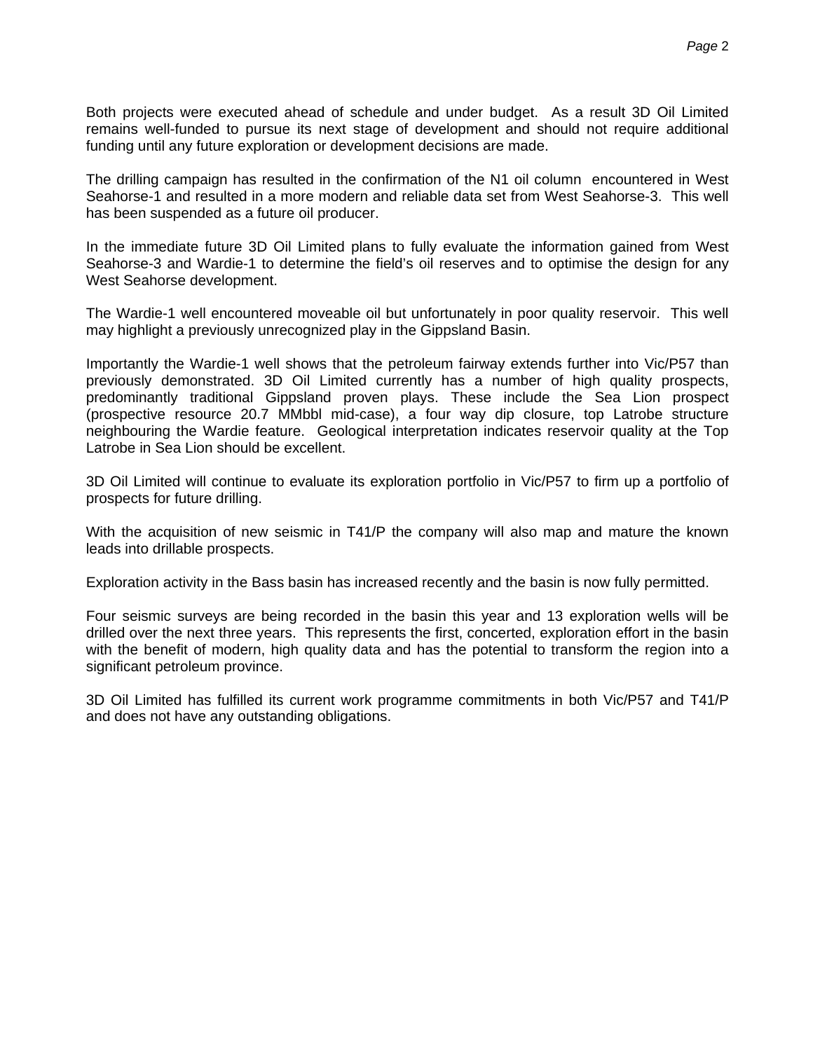Both projects were executed ahead of schedule and under budget. As a result 3D Oil Limited remains well-funded to pursue its next stage of development and should not require additional funding until any future exploration or development decisions are made.

The drilling campaign has resulted in the confirmation of the N1 oil column encountered in West Seahorse-1 and resulted in a more modern and reliable data set from West Seahorse-3. This well has been suspended as a future oil producer.

In the immediate future 3D Oil Limited plans to fully evaluate the information gained from West Seahorse-3 and Wardie-1 to determine the field's oil reserves and to optimise the design for any West Seahorse development.

The Wardie-1 well encountered moveable oil but unfortunately in poor quality reservoir. This well may highlight a previously unrecognized play in the Gippsland Basin.

Importantly the Wardie-1 well shows that the petroleum fairway extends further into Vic/P57 than previously demonstrated. 3D Oil Limited currently has a number of high quality prospects, predominantly traditional Gippsland proven plays. These include the Sea Lion prospect (prospective resource 20.7 MMbbl mid-case), a four way dip closure, top Latrobe structure neighbouring the Wardie feature. Geological interpretation indicates reservoir quality at the Top Latrobe in Sea Lion should be excellent.

3D Oil Limited will continue to evaluate its exploration portfolio in Vic/P57 to firm up a portfolio of prospects for future drilling.

With the acquisition of new seismic in T41/P the company will also map and mature the known leads into drillable prospects.

Exploration activity in the Bass basin has increased recently and the basin is now fully permitted.

Four seismic surveys are being recorded in the basin this year and 13 exploration wells will be drilled over the next three years. This represents the first, concerted, exploration effort in the basin with the benefit of modern, high quality data and has the potential to transform the region into a significant petroleum province.

3D Oil Limited has fulfilled its current work programme commitments in both Vic/P57 and T41/P and does not have any outstanding obligations.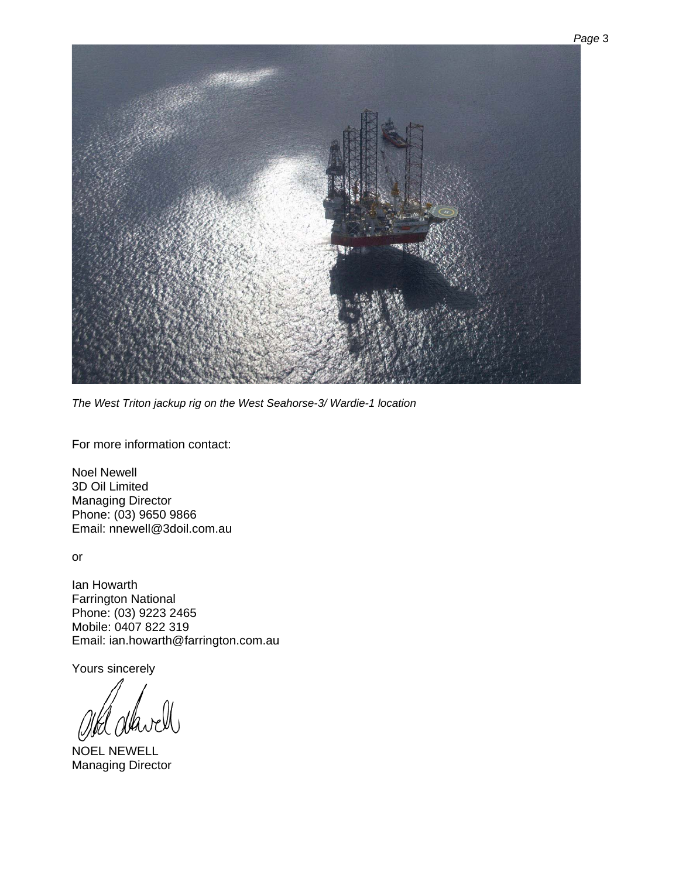*The West Triton jackup rig on the West Seahorse-3/ Wardie-1 location*

For more information contact:

Noel Newell
3D Oil Limited
Managing Director
Phone: (03) 9650 9866
Email: nnewell@3doil.com.au

or

Ian Howarth
Farrington National
Phone: (03) 9223 2465
Mobile: 0407 822 319
Email: ian.howarth@farrington.com.au

Yours sincerely

NOEL NEWELL
Managing Director